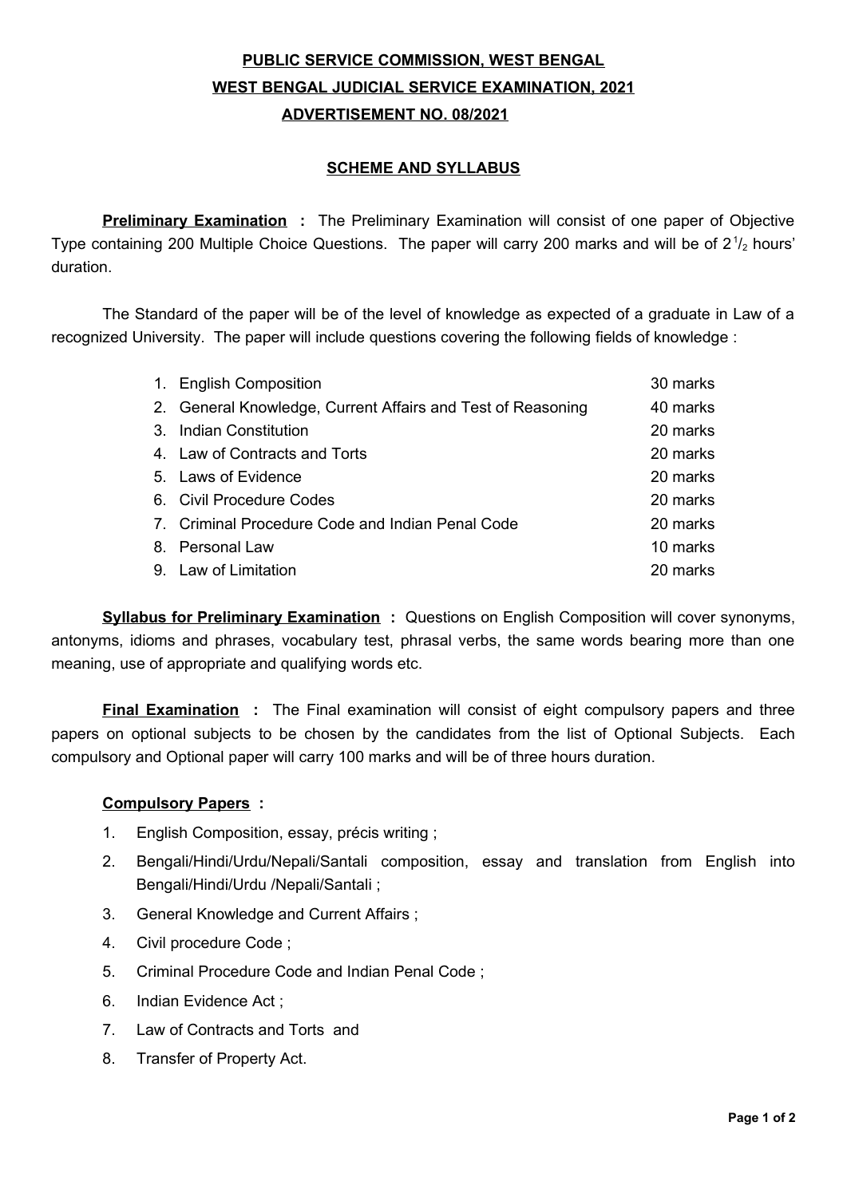# PUBLIC SERVICE COMMISSION, WEST BENGAL

## WEST BENGAL JUDICIAL SERVICE EXAMINATION, 2021

### ADVERTISEMENT NO. 08/2021

### SCHEME AND SYLLABUS

**Preliminary Examination :** The Preliminary Examination will consist of one paper of Objective Type containing 200 Multiple Choice Questions. The paper will carry 200 marks and will be of $2^1/_2$ hours' duration.

The Standard of the paper will be of the level of knowledge as expected of a graduate in Law of a recognized University. The paper will include questions covering the following fields of knowledge :

| | Subject | Marks |
|---|---|---|
| 1. | English Composition | 30 marks |
| 2. | General Knowledge, Current Affairs and Test of Reasoning | 40 marks |
| 3. | Indian Constitution | 20 marks |
| 4. | Law of Contracts and Torts | 20 marks |
| 5. | Laws of Evidence | 20 marks |
| 6. | Civil Procedure Codes | 20 marks |
| 7. | Criminal Procedure Code and Indian Penal Code | 20 marks |
| 8. | Personal Law | 10 marks |
| 9. | Law of Limitation | 20 marks |

**Syllabus for Preliminary Examination :** Questions on English Composition will cover synonyms, antonyms, idioms and phrases, vocabulary test, phrasal verbs, the same words bearing more than one meaning, use of appropriate and qualifying words etc.

**Final Examination :** The Final examination will consist of eight compulsory papers and three papers on optional subjects to be chosen by the candidates from the list of Optional Subjects. Each compulsory and Optional paper will carry 100 marks and will be of three hours duration.

**Compulsory Papers :**

1. English Composition, essay, précis writing ;
2. Bengali/Hindi/Urdu/Nepali/Santali composition, essay and translation from English into Bengali/Hindi/Urdu /Nepali/Santali ;
3. General Knowledge and Current Affairs ;
4. Civil procedure Code ;
5. Criminal Procedure Code and Indian Penal Code ;
6. Indian Evidence Act ;
7. Law of Contracts and Torts and
8. Transfer of Property Act.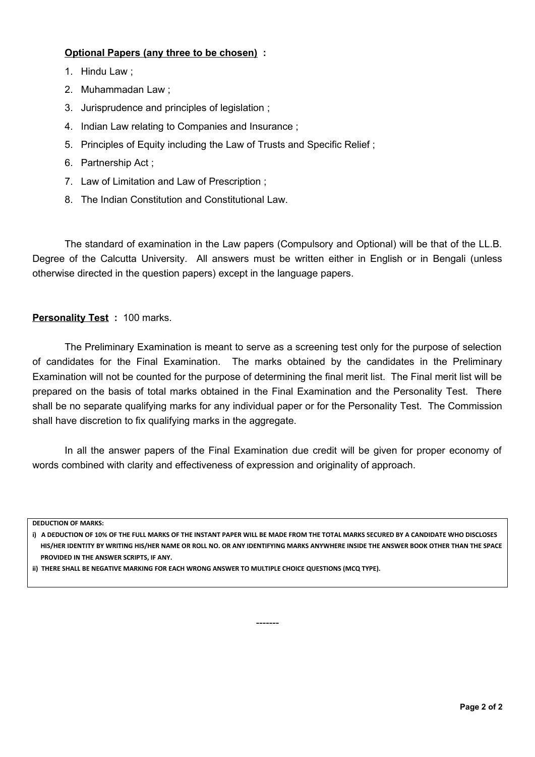**Optional Papers (any three to be chosen) :**

1. Hindu Law ;
2. Muhammadan Law ;
3. Jurisprudence and principles of legislation ;
4. Indian Law relating to Companies and Insurance ;
5. Principles of Equity including the Law of Trusts and Specific Relief ;
6. Partnership Act ;
7. Law of Limitation and Law of Prescription ;
8. The Indian Constitution and Constitutional Law.

The standard of examination in the Law papers (Compulsory and Optional) will be that of the LL.B. Degree of the Calcutta University. All answers must be written either in English or in Bengali (unless otherwise directed in the question papers) except in the language papers.

**Personality Test :** 100 marks.

The Preliminary Examination is meant to serve as a screening test only for the purpose of selection of candidates for the Final Examination. The marks obtained by the candidates in the Preliminary Examination will not be counted for the purpose of determining the final merit list. The Final merit list will be prepared on the basis of total marks obtained in the Final Examination and the Personality Test. There shall be no separate qualifying marks for any individual paper or for the Personality Test. The Commission shall have discretion to fix qualifying marks in the aggregate.

In all the answer papers of the Final Examination due credit will be given for proper economy of words combined with clarity and effectiveness of expression and originality of approach.

**DEDUCTION OF MARKS:**

**i) A DEDUCTION OF 10% OF THE FULL MARKS OF THE INSTANT PAPER WILL BE MADE FROM THE TOTAL MARKS SECURED BY A CANDIDATE WHO DISCLOSES HIS/HER IDENTITY BY WRITING HIS/HER NAME OR ROLL NO. OR ANY IDENTIFYING MARKS ANYWHERE INSIDE THE ANSWER BOOK OTHER THAN THE SPACE PROVIDED IN THE ANSWER SCRIPTS, IF ANY.**

**ii) THERE SHALL BE NEGATIVE MARKING FOR EACH WRONG ANSWER TO MULTIPLE CHOICE QUESTIONS (MCQ TYPE).**

-------